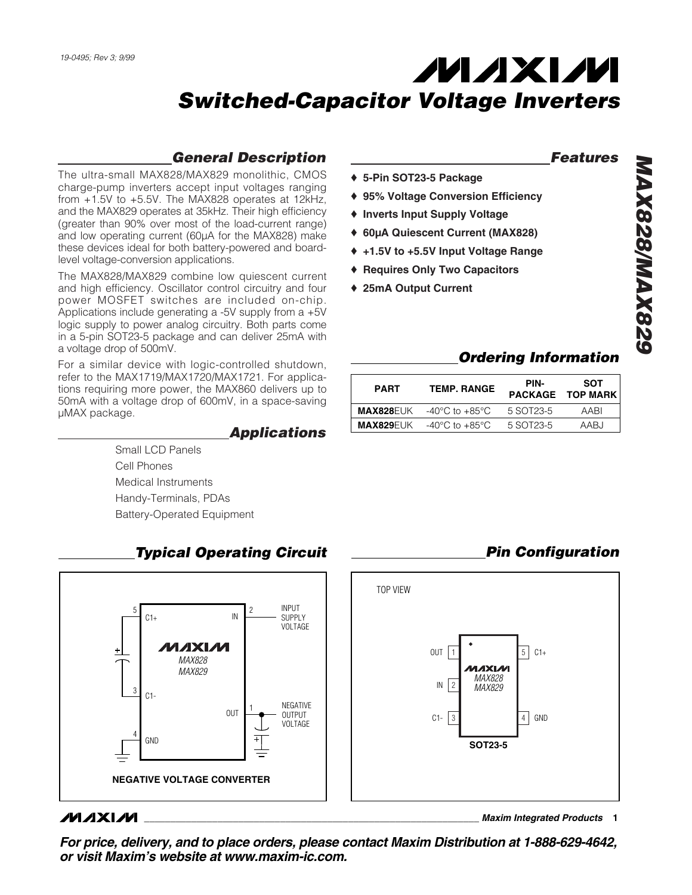19-0495; Rev 3; 9/99

# MAXIM Switched-Capacitor Voltage Inverters

# MAX828/MAX829

## General Description

The ultra-small MAX828/MAX829 monolithic, CMOS charge-pump inverters accept input voltages ranging from +1.5V to +5.5V. The MAX828 operates at 12kHz, and the MAX829 operates at 35kHz. Their high efficiency (greater than 90% over most of the load-current range) and low operating current (60µA for the MAX828) make these devices ideal for both battery-powered and board-level voltage-conversion applications.

The MAX828/MAX829 combine low quiescent current and high efficiency. Oscillator control circuitry and four power MOSFET switches are included on-chip. Applications include generating a -5V supply from a +5V logic supply to power analog circuitry. Both parts come in a 5-pin SOT23-5 package and can deliver 25mA with a voltage drop of 500mV.

For a similar device with logic-controlled shutdown, refer to the MAX1719/MAX1720/MAX1721. For applications requiring more power, the MAX860 delivers up to 50mA with a voltage drop of 600mV, in a space-saving µMAX package.

## Applications

Small LCD Panels
Cell Phones
Medical Instruments
Handy-Terminals, PDAs
Battery-Operated Equipment

## Features

- ♦ 5-Pin SOT23-5 Package
- ♦ 95% Voltage Conversion Efficiency
- ♦ Inverts Input Supply Voltage
- ♦ 60µA Quiescent Current (MAX828)
- ♦ +1.5V to +5.5V Input Voltage Range
- ♦ Requires Only Two Capacitors
- ♦ 25mA Output Current

## Ordering Information

| PART | TEMP. RANGE | PIN-PACKAGE | SOT TOP MARK |
|---|---|---|---|
| **MAX828**EUK | -40°C to +85°C | 5 SOT23-5 | AABI |
| **MAX829**EUK | -40°C to +85°C | 5 SOT23-5 | AABJ |

## Typical Operating Circuit

MAX828 / MAX829: pin 5 C1+, pin 2 IN (INPUT SUPPLY VOLTAGE), pin 3 C1-, pin 1 OUT (NEGATIVE OUTPUT VOLTAGE), pin 4 GND

**NEGATIVE VOLTAGE CONVERTER**

## Pin Configuration

TOP VIEW

MAX828 / MAX829: pin 1 OUT, pin 2 IN, pin 3 C1-, pin 4 GND, pin 5 C1+

**SOT23-5**

**For price, delivery, and to place orders, please contact Maxim Distribution at 1-888-629-4642, or visit Maxim's website at www.maxim-ic.com.**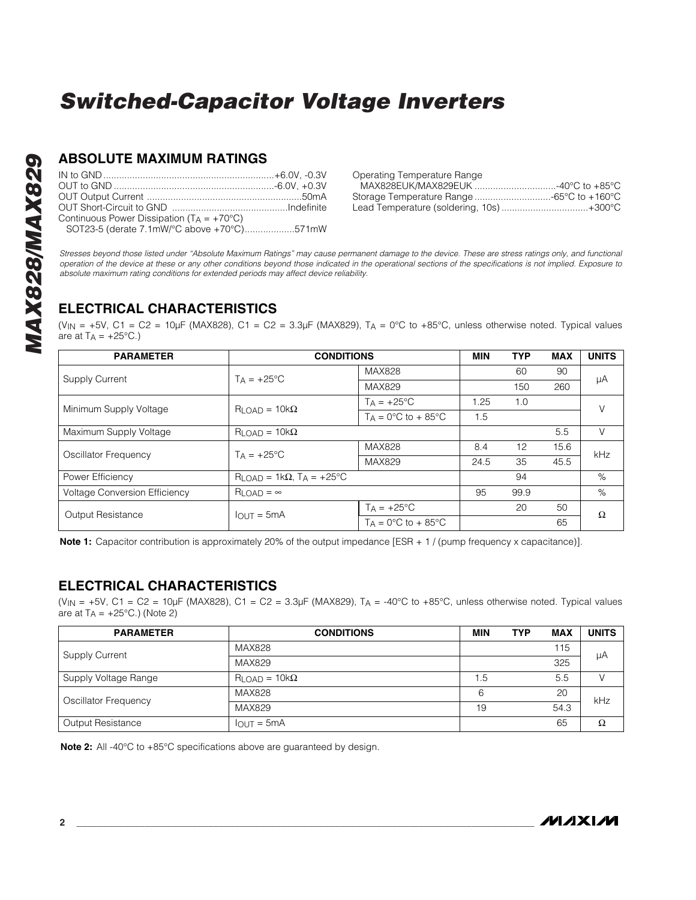# Switched-Capacitor Voltage Inverters

## ABSOLUTE MAXIMUM RATINGS

IN to GND ....................................................+6.0V, -0.3V
OUT to GND ..................................................-6.0V, +0.3V
OUT Output Current ..........................................................50mA
OUT Short-Circuit to GND ...........................................Indefinite
Continuous Power Dissipation ($T_A$ = +70°C)
SOT23-5 (derate 7.1mW/°C above +70°C)...................571mW

Operating Temperature Range
MAX828EUK/MAX829EUK ...............................-40°C to +85°C
Storage Temperature Range .............................-65°C to +160°C
Lead Temperature (soldering, 10s) .................................+300°C

*Stresses beyond those listed under "Absolute Maximum Ratings" may cause permanent damage to the device. These are stress ratings only, and functional operation of the device at these or any other conditions beyond those indicated in the operational sections of the specifications is not implied. Exposure to absolute maximum rating conditions for extended periods may affect device reliability.*

## ELECTRICAL CHARACTERISTICS

($V_{IN}$ = +5V, C1 = C2 = 10µF (MAX828), C1 = C2 = 3.3µF (MAX829), $T_A$ = 0°C to +85°C, unless otherwise noted. Typical values are at $T_A$ = +25°C.)

| PARAMETER | CONDITIONS | | MIN | TYP | MAX | UNITS |
|---|---|---|---|---|---|---|
| Supply Current | $T_A$ = +25°C | MAX828 | | 60 | 90 | µA |
| | | MAX829 | | 150 | 260 | |
| Minimum Supply Voltage | $R_{LOAD}$ = 10kΩ | $T_A$ = +25°C | 1.25 | 1.0 | | V |
| | | $T_A$ = 0°C to + 85°C | 1.5 | | | |
| Maximum Supply Voltage | $R_{LOAD}$ = 10kΩ | | | | 5.5 | V |
| Oscillator Frequency | $T_A$ = +25°C | MAX828 | 8.4 | 12 | 15.6 | kHz |
| | | MAX829 | 24.5 | 35 | 45.5 | |
| Power Efficiency | $R_{LOAD}$ = 1kΩ, $T_A$ = +25°C | | | 94 | | % |
| Voltage Conversion Efficiency | $R_{LOAD}$ = ∞ | | 95 | 99.9 | | % |
| Output Resistance | $I_{OUT}$ = 5mA | $T_A$ = +25°C | | 20 | 50 | Ω |
| | | $T_A$ = 0°C to + 85°C | | | 65 | |

**Note 1:** Capacitor contribution is approximately 20% of the output impedance [ESR + 1 / (pump frequency x capacitance)].

## ELECTRICAL CHARACTERISTICS

($V_{IN}$ = +5V, C1 = C2 = 10µF (MAX828), C1 = C2 = 3.3µF (MAX829), $T_A$ = -40°C to +85°C, unless otherwise noted. Typical values are at $T_A$ = +25°C.) (Note 2)

| PARAMETER | CONDITIONS | MIN | TYP | MAX | UNITS |
|---|---|---|---|---|---|
| Supply Current | MAX828 | | | 115 | µA |
| | MAX829 | | | 325 | |
| Supply Voltage Range | $R_{LOAD}$ = 10kΩ | 1.5 | | 5.5 | V |
| Oscillator Frequency | MAX828 | 6 | | 20 | kHz |
| | MAX829 | 19 | | 54.3 | |
| Output Resistance | $I_{OUT}$ = 5mA | | | 65 | Ω |

**Note 2:** All -40°C to +85°C specifications above are guaranteed by design.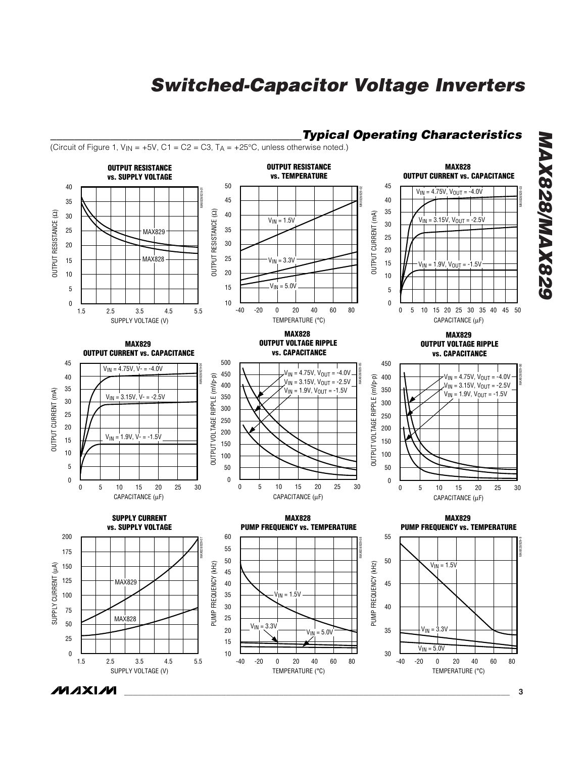## Typical Operating Characteristics

(Circuit of Figure 1, $V_{IN}$ = +5V, C1 = C2 = C3, $T_A$ = +25°C, unless otherwise noted.)

**OUTPUT RESISTANCE vs. SUPPLY VOLTAGE**

**OUTPUT RESISTANCE vs. TEMPERATURE**

**MAX828 OUTPUT CURRENT vs. CAPACITANCE**

**MAX829 OUTPUT CURRENT vs. CAPACITANCE**

**MAX828 OUTPUT VOLTAGE RIPPLE vs. CAPACITANCE**

**MAX829 OUTPUT VOLTAGE RIPPLE vs. CAPACITANCE**

**SUPPLY CURRENT vs. SUPPLY VOLTAGE**

**MAX828 PUMP FREQUENCY vs. TEMPERATURE**

**MAX829 PUMP FREQUENCY vs. TEMPERATURE**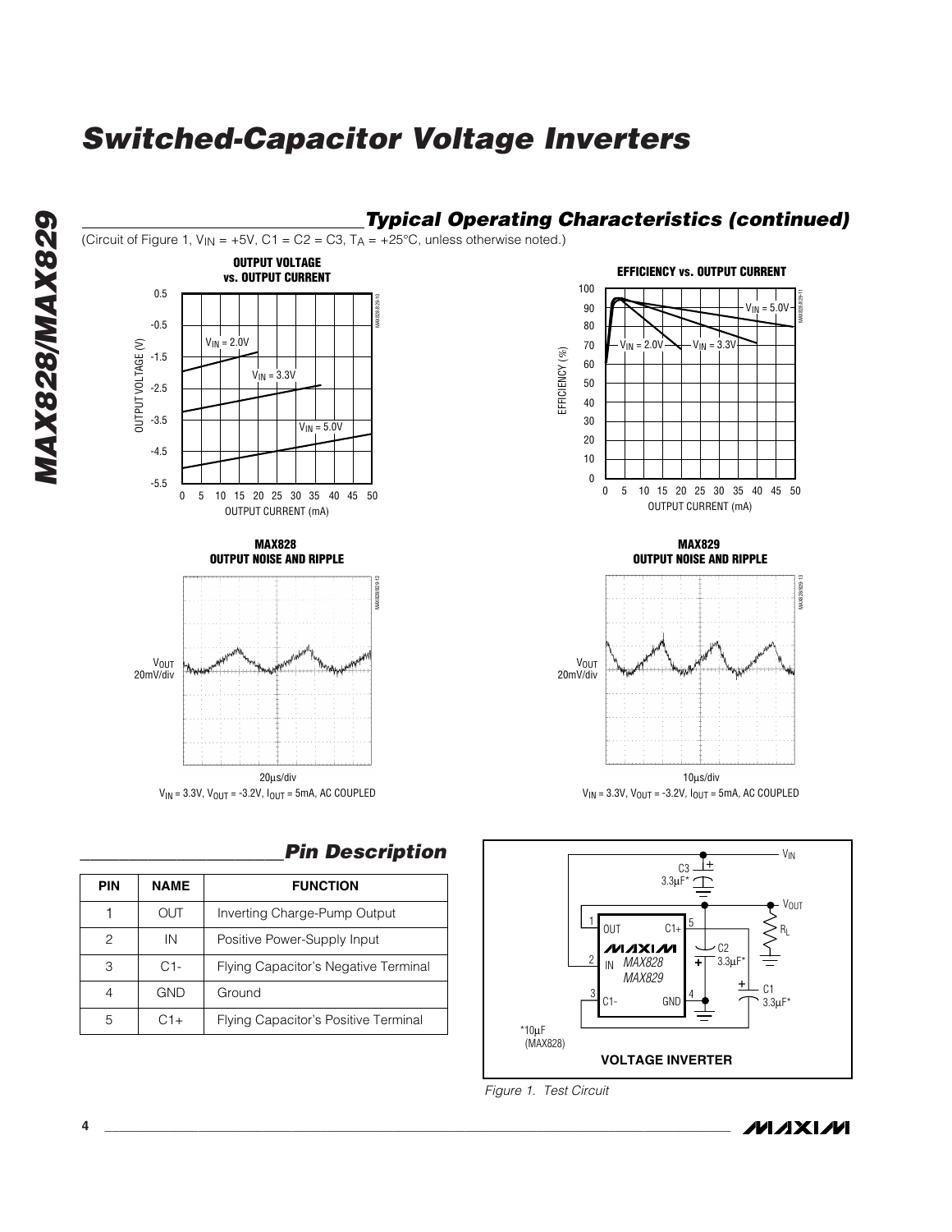## Typical Operating Characteristics (continued)

(Circuit of Figure 1, $V_{IN}$ = +5V, C1 = C2 = C3, $T_A$ = +25°C, unless otherwise noted.)

**OUTPUT VOLTAGE vs. OUTPUT CURRENT**

**EFFICIENCY vs. OUTPUT CURRENT**

**MAX828 OUTPUT NOISE AND RIPPLE**

$V_{IN}$ = 3.3V, $V_{OUT}$ = -3.2V, $I_{OUT}$ = 5mA, AC COUPLED

**MAX829 OUTPUT NOISE AND RIPPLE**

$V_{IN}$ = 3.3V, $V_{OUT}$ = -3.2V, $I_{OUT}$ = 5mA, AC COUPLED

## Pin Description

| PIN | NAME | FUNCTION |
|---|---|---|
| 1 | OUT | Inverting Charge-Pump Output |
| 2 | IN | Positive Power-Supply Input |
| 3 | C1- | Flying Capacitor's Negative Terminal |
| 4 | GND | Ground |
| 5 | C1+ | Flying Capacitor's Positive Terminal |

*10µF (MAX828)

**VOLTAGE INVERTER**

*Figure 1. Test Circuit*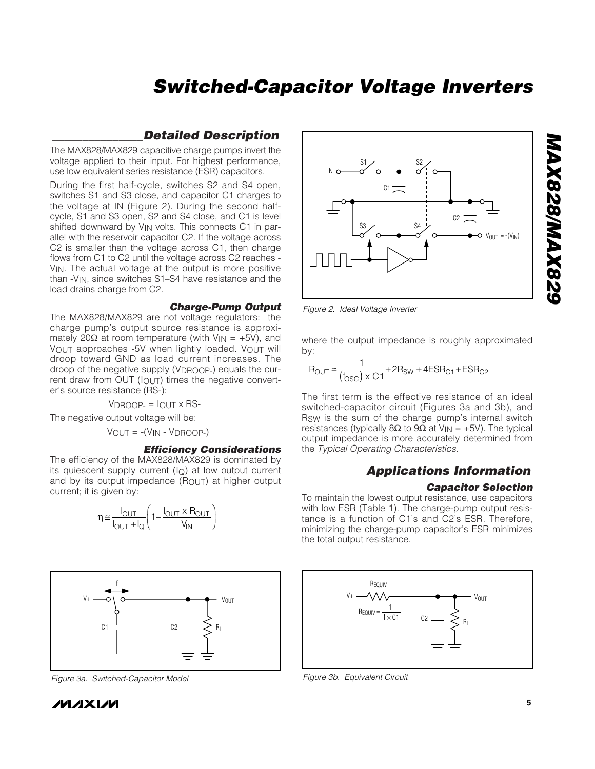## Detailed Description

The MAX828/MAX829 capacitive charge pumps invert the voltage applied to their input. For highest performance, use low equivalent series resistance (ESR) capacitors.

During the first half-cycle, switches S2 and S4 open, switches S1 and S3 close, and capacitor C1 charges to the voltage at IN (Figure 2). During the second half-cycle, S1 and S3 open, S2 and S4 close, and C1 is level shifted downward by $V_{IN}$ volts. This connects C1 in parallel with the reservoir capacitor C2. If the voltage across C2 is smaller than the voltage across C1, then charge flows from C1 to C2 until the voltage across C2 reaches $-V_{IN}$. The actual voltage at the output is more positive than $-V_{IN}$, since switches S1–S4 have resistance and the load drains charge from C2.

### Charge-Pump Output

The MAX828/MAX829 are not voltage regulators: the charge pump's output source resistance is approximately 20Ω at room temperature (with $V_{IN}$ = +5V), and $V_{OUT}$ approaches -5V when lightly loaded. $V_{OUT}$ will droop toward GND as load current increases. The droop of the negative supply ($V_{DROOP-}$) equals the current draw from OUT ($I_{OUT}$) times the negative converter's source resistance ($R_{S-}$):

$$V_{DROOP-} = I_{OUT} \times R_{S-}$$

The negative output voltage will be:

$$V_{OUT} = -(V_{IN} - V_{DROOP-})$$

### Efficiency Considerations

The efficiency of the MAX828/MAX829 is dominated by its quiescent supply current ($I_Q$) at low output current and by its output impedance ($R_{OUT}$) at higher output current; it is given by:

$$\eta \cong \frac{I_{OUT}}{I_{OUT} + I_Q}\left(1 - \frac{I_{OUT} \times R_{OUT}}{V_{IN}}\right)$$

Figure 2. Ideal Voltage Inverter

where the output impedance is roughly approximated by:

$$R_{OUT} \cong \frac{1}{(f_{OSC}) \times C1} + 2R_{SW} + 4ESR_{C1} + ESR_{C2}$$

The first term is the effective resistance of an ideal switched-capacitor circuit (Figures 3a and 3b), and $R_{SW}$ is the sum of the charge pump's internal switch resistances (typically 8Ω to 9Ω at $V_{IN}$ = +5V). The typical output impedance is more accurately determined from the *Typical Operating Characteristics*.

## Applications Information

### Capacitor Selection

To maintain the lowest output resistance, use capacitors with low ESR (Table 1). The charge-pump output resistance is a function of C1's and C2's ESR. Therefore, minimizing the charge-pump capacitor's ESR minimizes the total output resistance.

Figure 3a. Switched-Capacitor Model

Figure 3b. Equivalent Circuit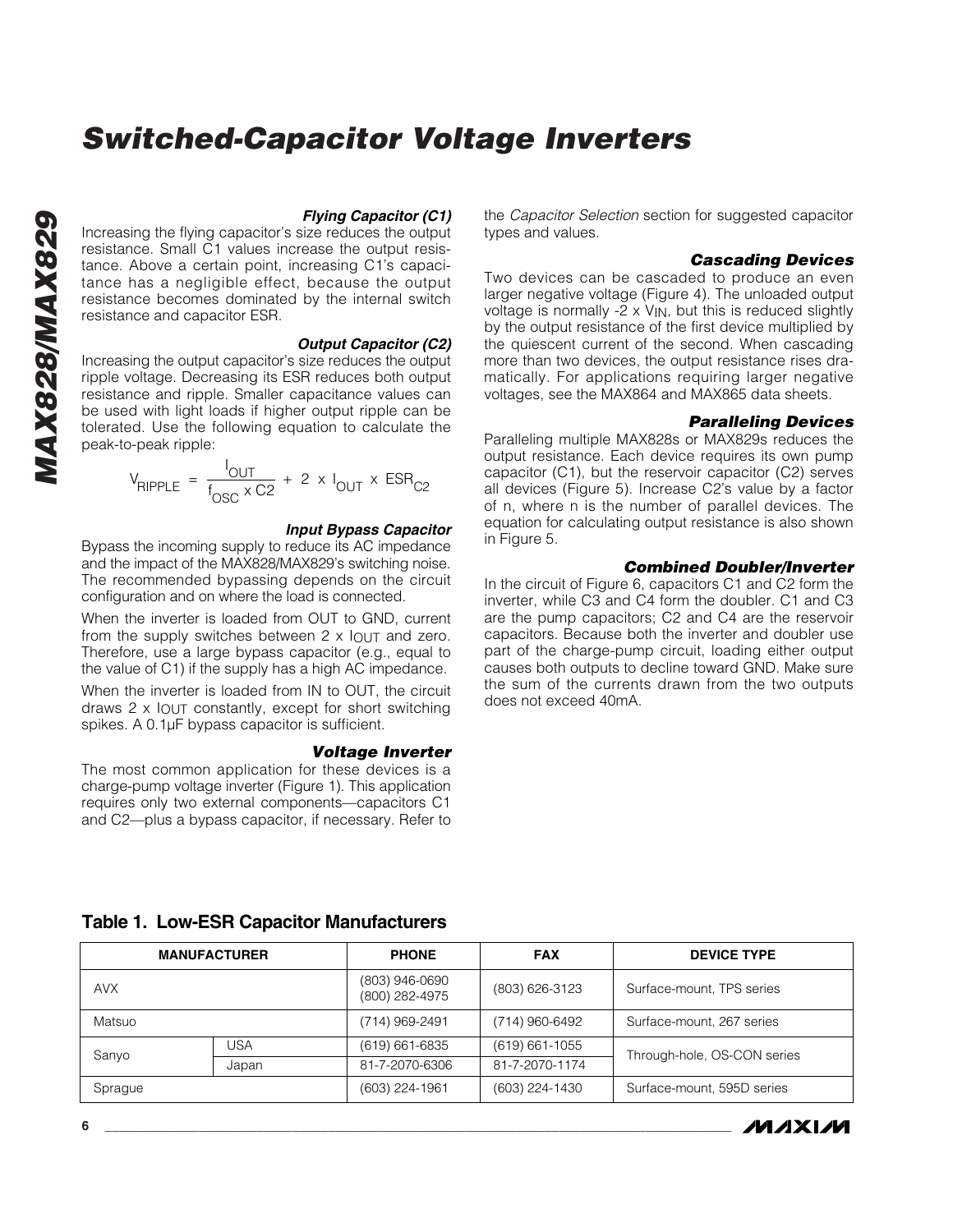# Switched-Capacitor Voltage Inverters

### Flying Capacitor (C1)

Increasing the flying capacitor's size reduces the output resistance. Small C1 values increase the output resistance. Above a certain point, increasing C1's capacitance has a negligible effect, because the output resistance becomes dominated by the internal switch resistance and capacitor ESR.

### Output Capacitor (C2)

Increasing the output capacitor's size reduces the output ripple voltage. Decreasing its ESR reduces both output resistance and ripple. Smaller capacitance values can be used with light loads if higher output ripple can be tolerated. Use the following equation to calculate the peak-to-peak ripple:

$$V_{RIPPLE} = \frac{I_{OUT}}{f_{OSC} \times C2} + 2 \times I_{OUT} \times ESR_{C2}$$

### Input Bypass Capacitor

Bypass the incoming supply to reduce its AC impedance and the impact of the MAX828/MAX829's switching noise. The recommended bypassing depends on the circuit configuration and on where the load is connected.

When the inverter is loaded from OUT to GND, current from the supply switches between $2 \times I_{OUT}$ and zero. Therefore, use a large bypass capacitor (e.g., equal to the value of C1) if the supply has a high AC impedance.

When the inverter is loaded from IN to OUT, the circuit draws $2 \times I_{OUT}$ constantly, except for short switching spikes. A 0.1µF bypass capacitor is sufficient.

### Voltage Inverter

The most common application for these devices is a charge-pump voltage inverter (Figure 1). This application requires only two external components—capacitors C1 and C2—plus a bypass capacitor, if necessary. Refer to the *Capacitor Selection* section for suggested capacitor types and values.

### Cascading Devices

Two devices can be cascaded to produce an even larger negative voltage (Figure 4). The unloaded output voltage is normally $-2 \times V_{IN}$, but this is reduced slightly by the output resistance of the first device multiplied by the quiescent current of the second. When cascading more than two devices, the output resistance rises dramatically. For applications requiring larger negative voltages, see the MAX864 and MAX865 data sheets.

### Paralleling Devices

Paralleling multiple MAX828s or MAX829s reduces the output resistance. Each device requires its own pump capacitor (C1), but the reservoir capacitor (C2) serves all devices (Figure 5). Increase C2's value by a factor of n, where n is the number of parallel devices. The equation for calculating output resistance is also shown in Figure 5.

### Combined Doubler/Inverter

In the circuit of Figure 6, capacitors C1 and C2 form the inverter, while C3 and C4 form the doubler. C1 and C3 are the pump capacitors; C2 and C4 are the reservoir capacitors. Because both the inverter and doubler use part of the charge-pump circuit, loading either output causes both outputs to decline toward GND. Make sure the sum of the currents drawn from the two outputs does not exceed 40mA.

## Table 1. Low-ESR Capacitor Manufacturers

| MANUFACTURER | | PHONE | FAX | DEVICE TYPE |
|---|---|---|---|---|
| AVX | | (803) 946-0690<br>(800) 282-4975 | (803) 626-3123 | Surface-mount, TPS series |
| Matsuo | | (714) 969-2491 | (714) 960-6492 | Surface-mount, 267 series |
| Sanyo | USA | (619) 661-6835 | (619) 661-1055 | Through-hole, OS-CON series |
| | Japan | 81-7-2070-6306 | 81-7-2070-1174 | |
| Sprague | | (603) 224-1961 | (603) 224-1430 | Surface-mount, 595D series |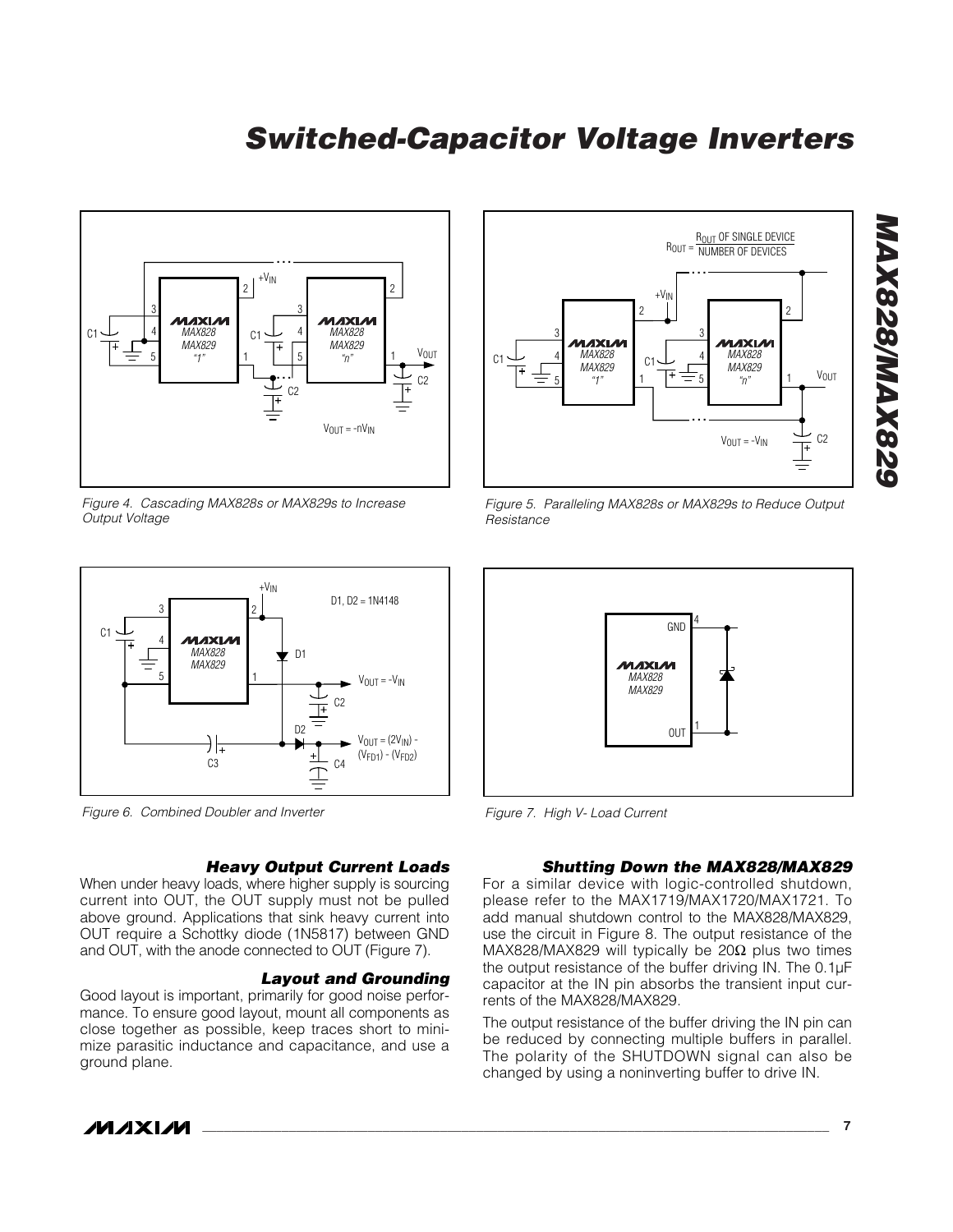Figure 4. Cascading MAX828s or MAX829s to Increase Output Voltage

Figure 5. Paralleling MAX828s or MAX829s to Reduce Output Resistance

Figure 6. Combined Doubler and Inverter

Figure 7. High V- Load Current

### Heavy Output Current Loads

When under heavy loads, where higher supply is sourcing current into OUT, the OUT supply must not be pulled above ground. Applications that sink heavy current into OUT require a Schottky diode (1N5817) between GND and OUT, with the anode connected to OUT (Figure 7).

### Layout and Grounding

Good layout is important, primarily for good noise performance. To ensure good layout, mount all components as close together as possible, keep traces short to minimize parasitic inductance and capacitance, and use a ground plane.

### Shutting Down the MAX828/MAX829

For a similar device with logic-controlled shutdown, please refer to the MAX1719/MAX1720/MAX1721. To add manual shutdown control to the MAX828/MAX829, use the circuit in Figure 8. The output resistance of the MAX828/MAX829 will typically be $20\Omega$ plus two times the output resistance of the buffer driving IN. The 0.1µF capacitor at the IN pin absorbs the transient input currents of the MAX828/MAX829.

The output resistance of the buffer driving the IN pin can be reduced by connecting multiple buffers in parallel. The polarity of the SHUTDOWN signal can also be changed by using a noninverting buffer to drive IN.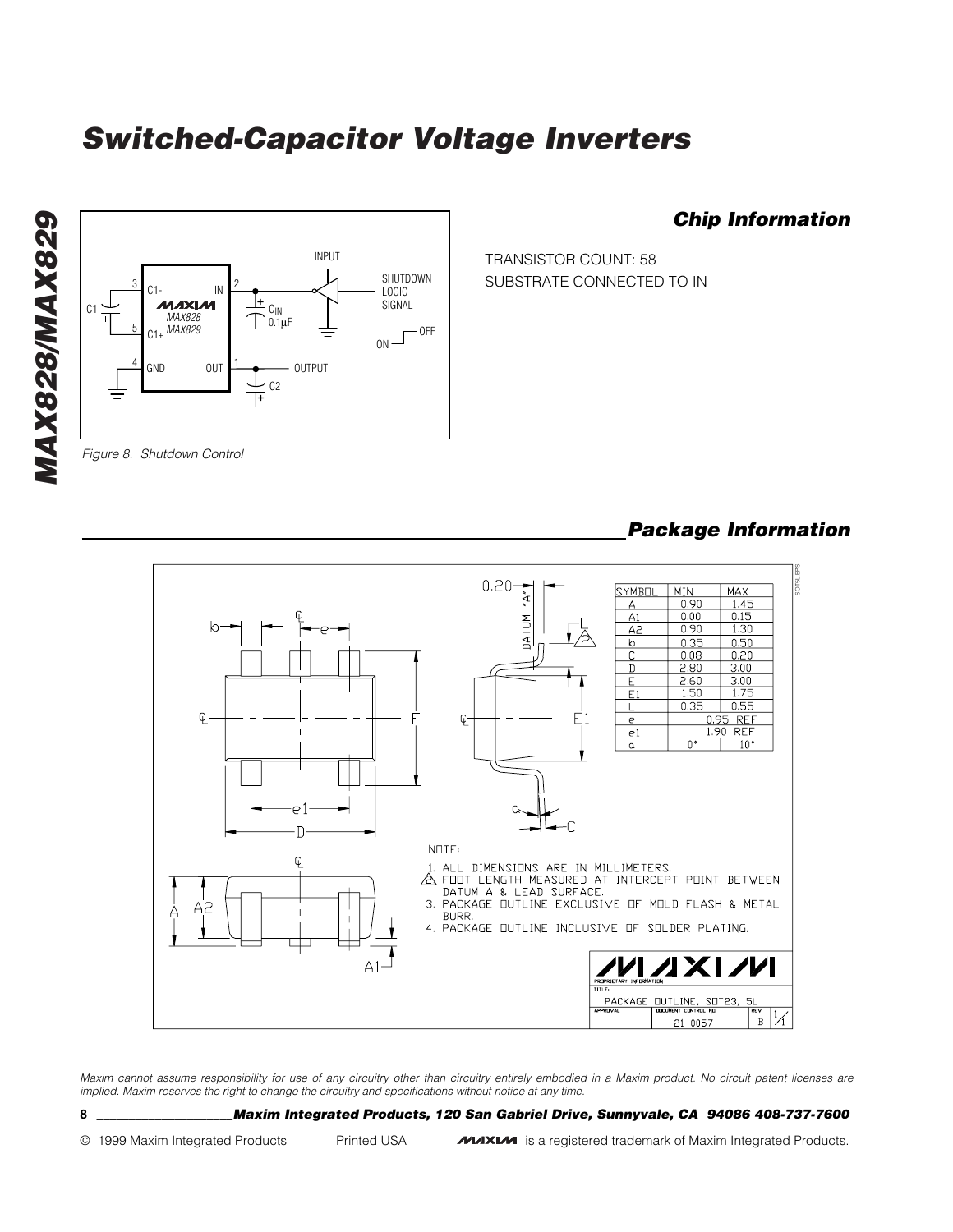## Switched-Capacitor Voltage Inverters

Figure 8. Shutdown Control

## Chip Information

TRANSISTOR COUNT: 58

SUBSTRATE CONNECTED TO IN

## Package Information

| SYMBOL | MIN | MAX |
|---|---|---|
| A | 0.90 | 1.45 |
| A1 | 0.00 | 0.15 |
| A2 | 0.90 | 1.30 |
| b | 0.35 | 0.50 |
| C | 0.08 | 0.20 |
| D | 2.80 | 3.00 |
| E | 2.60 | 3.00 |
| E1 | 1.50 | 1.75 |
| L | 0.35 | 0.55 |
| e | 0.95 REF | |
| e1 | 1.90 REF | |
| α | 0° | 10° |

NOTE:

1. ALL DIMENSIONS ARE IN MILLIMETERS.
2. FOOT LENGTH MEASURED AT INTERCEPT POINT BETWEEN DATUM A & LEAD SURFACE.
3. PACKAGE OUTLINE EXCLUSIVE OF MOLD FLASH & METAL BURR.
4. PACKAGE OUTLINE INCLUSIVE OF SOLDER PLATING.

PACKAGE OUTLINE, SOT23, 5L

21-0057 REV B 1/1

*Maxim cannot assume responsibility for use of any circuitry other than circuitry entirely embodied in a Maxim product. No circuit patent licenses are implied. Maxim reserves the right to change the circuitry and specifications without notice at any time.*

**Maxim Integrated Products, 120 San Gabriel Drive, Sunnyvale, CA 94086 408-737-7600**

© 1999 Maxim Integrated Products Printed USA MAXIM is a registered trademark of Maxim Integrated Products.